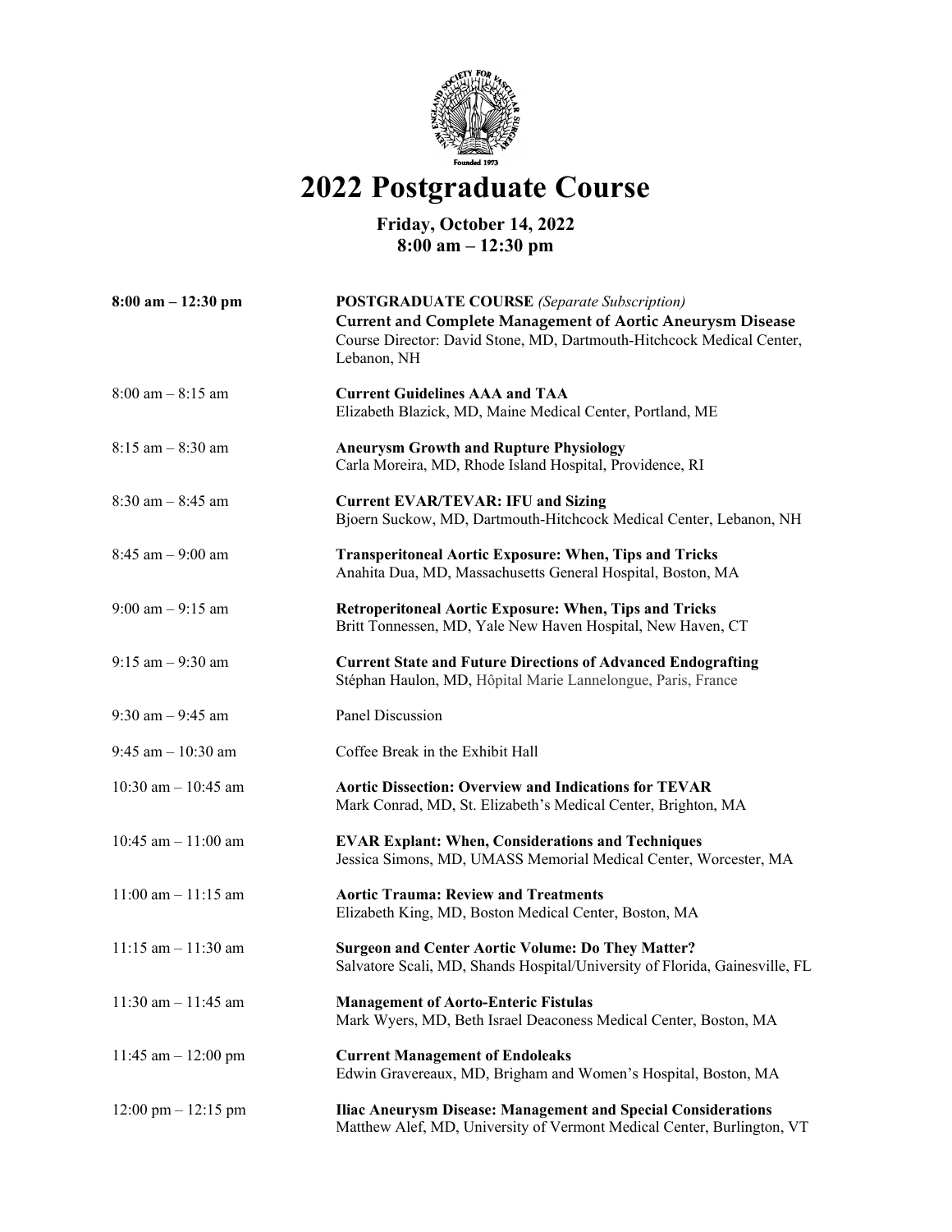# 2022 Postgraduate Course

**Friday, October 14, 2022**
**8:00 am – 12:30 pm**

| | |
|---|---|
| **8:00 am – 12:30 pm** | **POSTGRADUATE COURSE** *(Separate Subscription)*<br>**Current and Complete Management of Aortic Aneurysm Disease**<br>Course Director: David Stone, MD, Dartmouth-Hitchcock Medical Center, Lebanon, NH |
| 8:00 am – 8:15 am | **Current Guidelines AAA and TAA**<br>Elizabeth Blazick, MD, Maine Medical Center, Portland, ME |
| 8:15 am – 8:30 am | **Aneurysm Growth and Rupture Physiology**<br>Carla Moreira, MD, Rhode Island Hospital, Providence, RI |
| 8:30 am – 8:45 am | **Current EVAR/TEVAR: IFU and Sizing**<br>Bjoern Suckow, MD, Dartmouth-Hitchcock Medical Center, Lebanon, NH |
| 8:45 am – 9:00 am | **Transperitoneal Aortic Exposure: When, Tips and Tricks**<br>Anahita Dua, MD, Massachusetts General Hospital, Boston, MA |
| 9:00 am – 9:15 am | **Retroperitoneal Aortic Exposure: When, Tips and Tricks**<br>Britt Tonnessen, MD, Yale New Haven Hospital, New Haven, CT |
| 9:15 am – 9:30 am | **Current State and Future Directions of Advanced Endografting**<br>Stéphan Haulon, MD, Hôpital Marie Lannelongue, Paris, France |
| 9:30 am – 9:45 am | Panel Discussion |
| 9:45 am – 10:30 am | Coffee Break in the Exhibit Hall |
| 10:30 am – 10:45 am | **Aortic Dissection: Overview and Indications for TEVAR**<br>Mark Conrad, MD, St. Elizabeth's Medical Center, Brighton, MA |
| 10:45 am – 11:00 am | **EVAR Explant: When, Considerations and Techniques**<br>Jessica Simons, MD, UMASS Memorial Medical Center, Worcester, MA |
| 11:00 am – 11:15 am | **Aortic Trauma: Review and Treatments**<br>Elizabeth King, MD, Boston Medical Center, Boston, MA |
| 11:15 am – 11:30 am | **Surgeon and Center Aortic Volume: Do They Matter?**<br>Salvatore Scali, MD, Shands Hospital/University of Florida, Gainesville, FL |
| 11:30 am – 11:45 am | **Management of Aorto-Enteric Fistulas**<br>Mark Wyers, MD, Beth Israel Deaconess Medical Center, Boston, MA |
| 11:45 am – 12:00 pm | **Current Management of Endoleaks**<br>Edwin Gravereaux, MD, Brigham and Women's Hospital, Boston, MA |
| 12:00 pm – 12:15 pm | **Iliac Aneurysm Disease: Management and Special Considerations**<br>Matthew Alef, MD, University of Vermont Medical Center, Burlington, VT |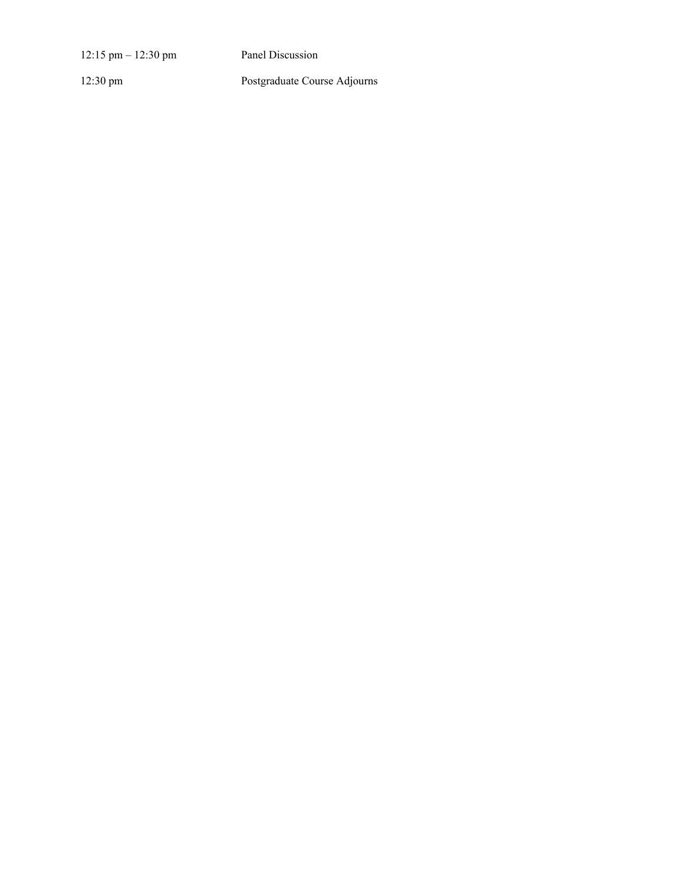| | |
|---|---|
| 12:15 pm – 12:30 pm | Panel Discussion |
| 12:30 pm | Postgraduate Course Adjourns |